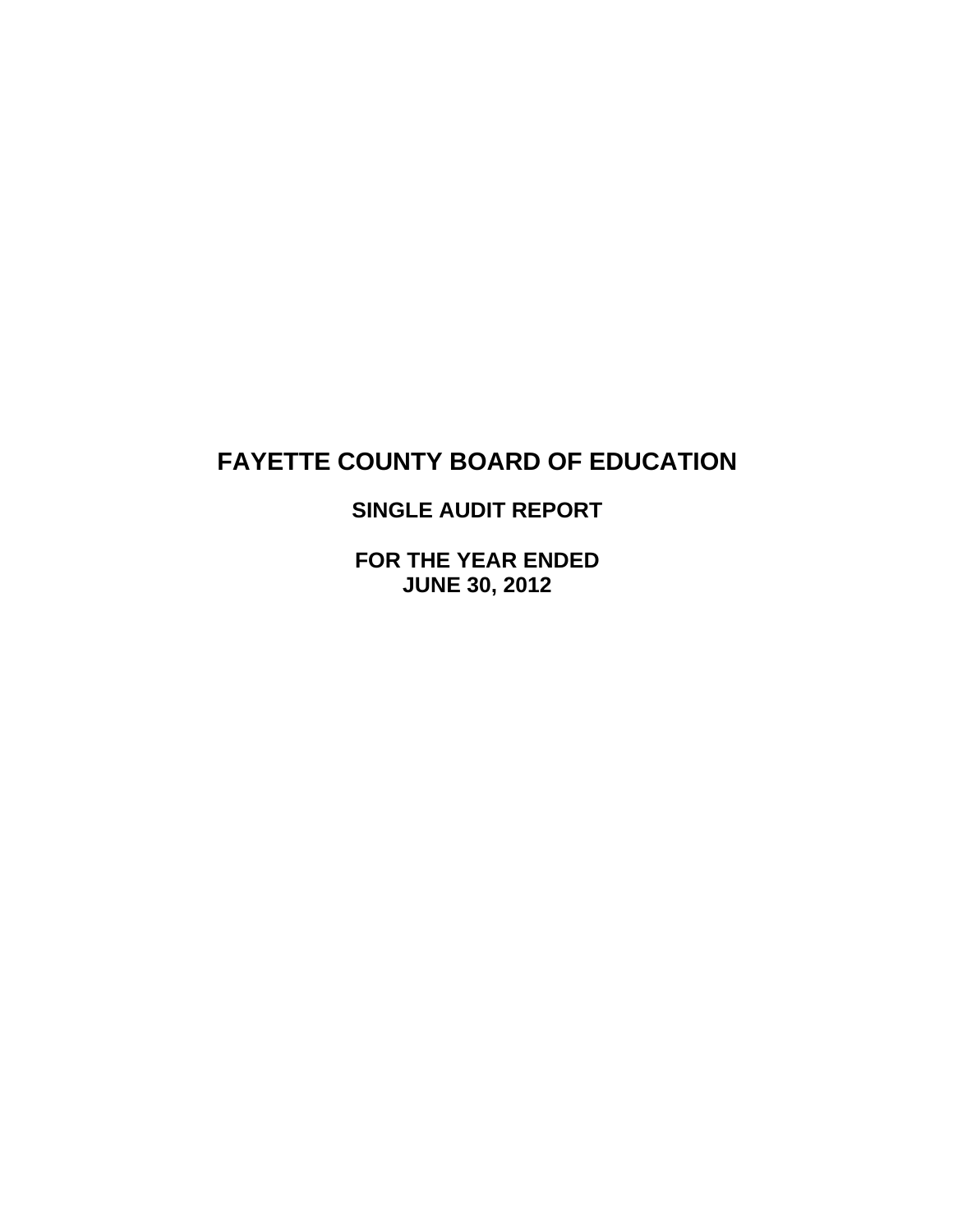# FAYETTE COUNTY BOARD OF EDUCATION

## SINGLE AUDIT REPORT

## FOR THE YEAR ENDED JUNE 30, 2012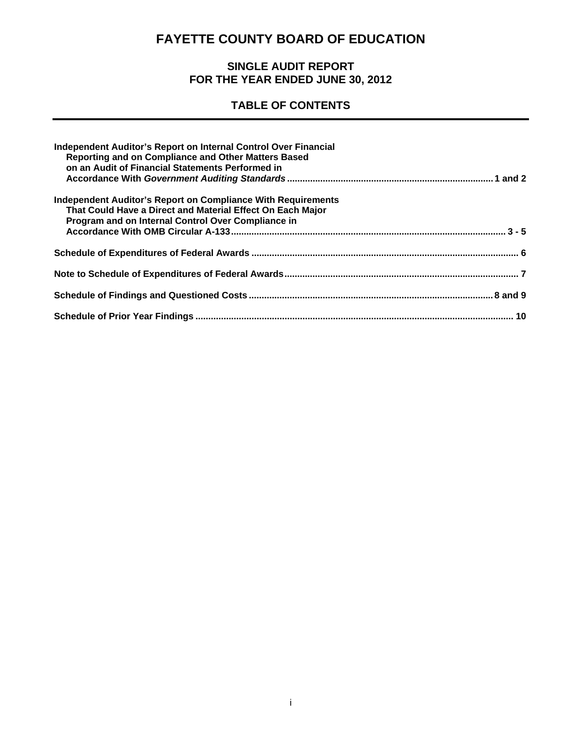# FAYETTE COUNTY BOARD OF EDUCATION

## SINGLE AUDIT REPORT
## FOR THE YEAR ENDED JUNE 30, 2012

## TABLE OF CONTENTS

| | |
|---|---|
| **Independent Auditor's Report on Internal Control Over Financial Reporting and on Compliance and Other Matters Based on an Audit of Financial Statements Performed in Accordance With *Government Auditing Standards*** | **1 and 2** |
| **Independent Auditor's Report on Compliance With Requirements That Could Have a Direct and Material Effect On Each Major Program and on Internal Control Over Compliance in Accordance With OMB Circular A-133** | **3 - 5** |
| **Schedule of Expenditures of Federal Awards** | **6** |
| **Note to Schedule of Expenditures of Federal Awards** | **7** |
| **Schedule of Findings and Questioned Costs** | **8 and 9** |
| **Schedule of Prior Year Findings** | **10** |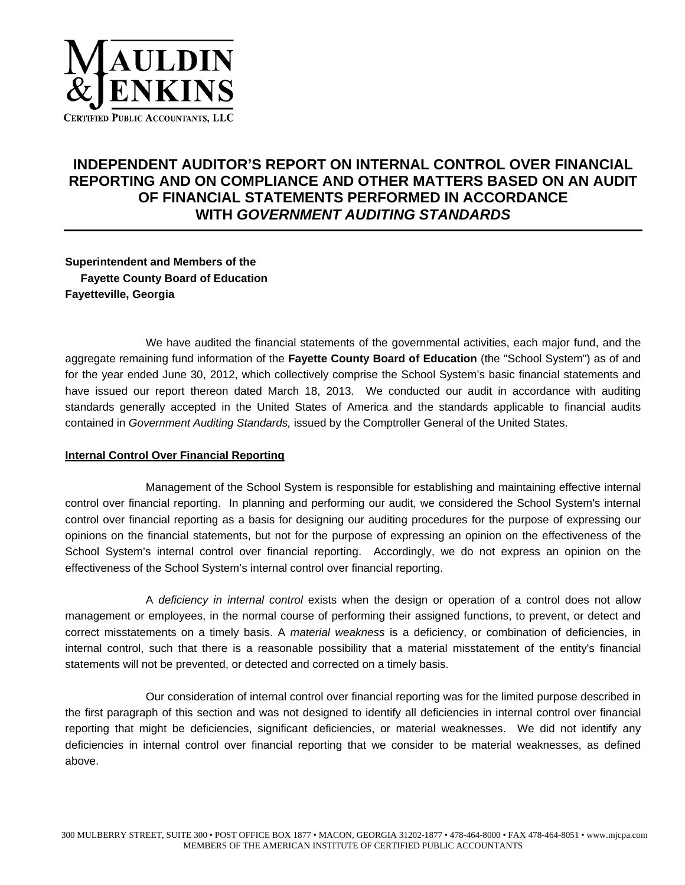MAULDIN & JENKINS

CERTIFIED PUBLIC ACCOUNTANTS, LLC

# INDEPENDENT AUDITOR'S REPORT ON INTERNAL CONTROL OVER FINANCIAL REPORTING AND ON COMPLIANCE AND OTHER MATTERS BASED ON AN AUDIT OF FINANCIAL STATEMENTS PERFORMED IN ACCORDANCE WITH *GOVERNMENT AUDITING STANDARDS*

**Superintendent and Members of the**
**Fayette County Board of Education**
**Fayetteville, Georgia**

We have audited the financial statements of the governmental activities, each major fund, and the aggregate remaining fund information of the **Fayette County Board of Education** (the "School System") as of and for the year ended June 30, 2012, which collectively comprise the School System's basic financial statements and have issued our report thereon dated March 18, 2013. We conducted our audit in accordance with auditing standards generally accepted in the United States of America and the standards applicable to financial audits contained in *Government Auditing Standards,* issued by the Comptroller General of the United States.

**Internal Control Over Financial Reporting**

Management of the School System is responsible for establishing and maintaining effective internal control over financial reporting. In planning and performing our audit, we considered the School System's internal control over financial reporting as a basis for designing our auditing procedures for the purpose of expressing our opinions on the financial statements, but not for the purpose of expressing an opinion on the effectiveness of the School System's internal control over financial reporting. Accordingly, we do not express an opinion on the effectiveness of the School System's internal control over financial reporting.

A *deficiency in internal control* exists when the design or operation of a control does not allow management or employees, in the normal course of performing their assigned functions, to prevent, or detect and correct misstatements on a timely basis. A *material weakness* is a deficiency, or combination of deficiencies, in internal control, such that there is a reasonable possibility that a material misstatement of the entity's financial statements will not be prevented, or detected and corrected on a timely basis.

Our consideration of internal control over financial reporting was for the limited purpose described in the first paragraph of this section and was not designed to identify all deficiencies in internal control over financial reporting that might be deficiencies, significant deficiencies, or material weaknesses. We did not identify any deficiencies in internal control over financial reporting that we consider to be material weaknesses, as defined above.

300 MULBERRY STREET, SUITE 300 • POST OFFICE BOX 1877 • MACON, GEORGIA 31202-1877 • 478-464-8000 • FAX 478-464-8051 • www.mjcpa.com
MEMBERS OF THE AMERICAN INSTITUTE OF CERTIFIED PUBLIC ACCOUNTANTS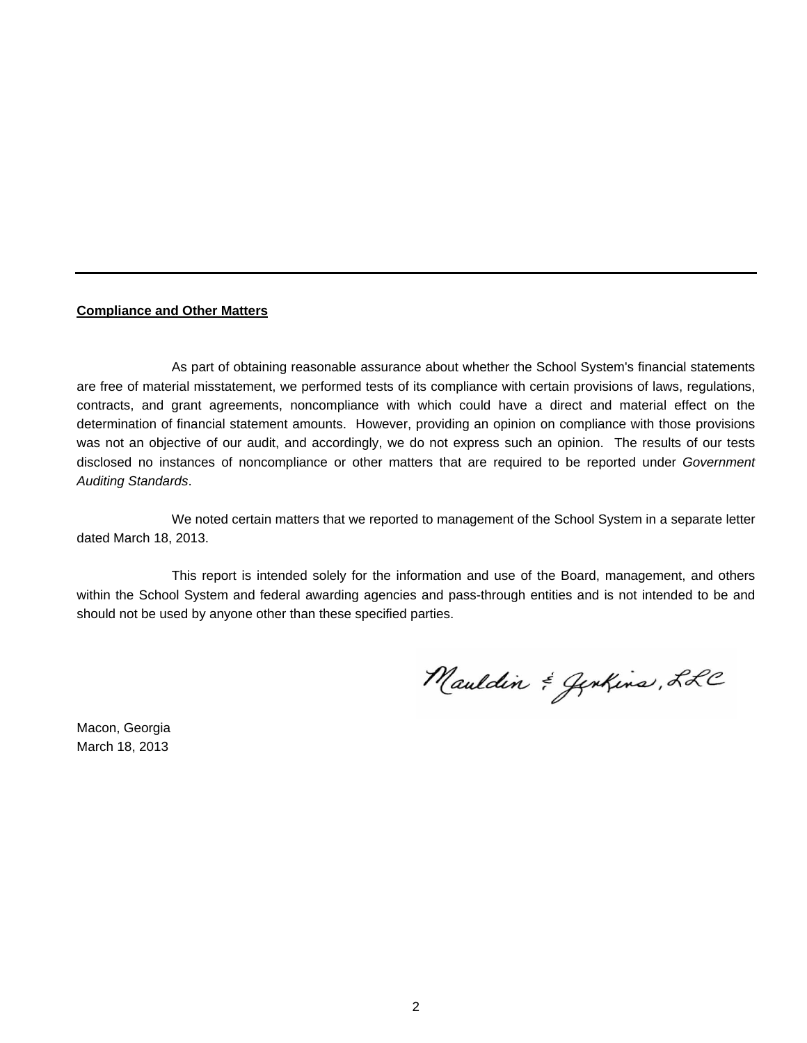**Compliance and Other Matters**

As part of obtaining reasonable assurance about whether the School System's financial statements are free of material misstatement, we performed tests of its compliance with certain provisions of laws, regulations, contracts, and grant agreements, noncompliance with which could have a direct and material effect on the determination of financial statement amounts. However, providing an opinion on compliance with those provisions was not an objective of our audit, and accordingly, we do not express such an opinion. The results of our tests disclosed no instances of noncompliance or other matters that are required to be reported under *Government Auditing Standards*.

We noted certain matters that we reported to management of the School System in a separate letter dated March 18, 2013.

This report is intended solely for the information and use of the Board, management, and others within the School System and federal awarding agencies and pass-through entities and is not intended to be and should not be used by anyone other than these specified parties.

Mauldin & Jenkins, LLC

Macon, Georgia
March 18, 2013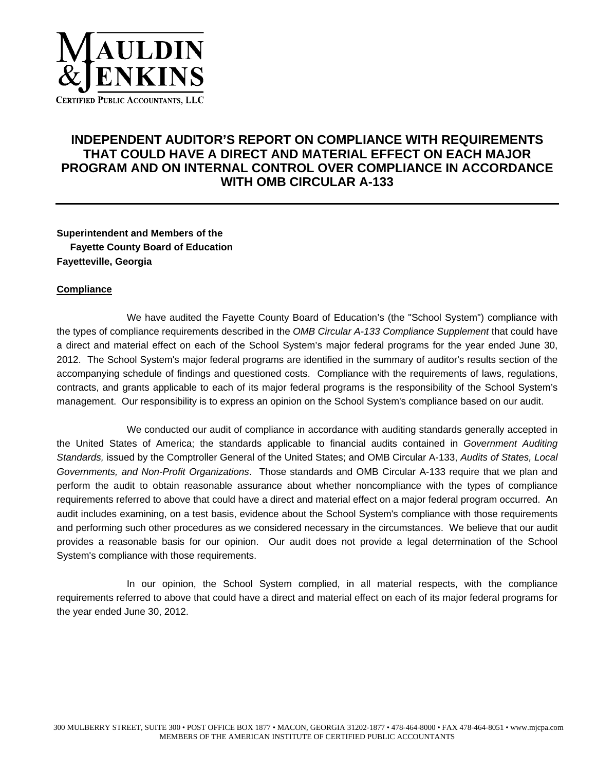# INDEPENDENT AUDITOR'S REPORT ON COMPLIANCE WITH REQUIREMENTS THAT COULD HAVE A DIRECT AND MATERIAL EFFECT ON EACH MAJOR PROGRAM AND ON INTERNAL CONTROL OVER COMPLIANCE IN ACCORDANCE WITH OMB CIRCULAR A-133

**Superintendent and Members of the**
**Fayette County Board of Education**
**Fayetteville, Georgia**

**Compliance**

We have audited the Fayette County Board of Education's (the "School System") compliance with the types of compliance requirements described in the *OMB Circular A-133 Compliance Supplement* that could have a direct and material effect on each of the School System's major federal programs for the year ended June 30, 2012. The School System's major federal programs are identified in the summary of auditor's results section of the accompanying schedule of findings and questioned costs. Compliance with the requirements of laws, regulations, contracts, and grants applicable to each of its major federal programs is the responsibility of the School System's management. Our responsibility is to express an opinion on the School System's compliance based on our audit.

We conducted our audit of compliance in accordance with auditing standards generally accepted in the United States of America; the standards applicable to financial audits contained in *Government Auditing Standards,* issued by the Comptroller General of the United States; and OMB Circular A-133, *Audits of States, Local Governments, and Non-Profit Organizations*. Those standards and OMB Circular A-133 require that we plan and perform the audit to obtain reasonable assurance about whether noncompliance with the types of compliance requirements referred to above that could have a direct and material effect on a major federal program occurred. An audit includes examining, on a test basis, evidence about the School System's compliance with those requirements and performing such other procedures as we considered necessary in the circumstances. We believe that our audit provides a reasonable basis for our opinion. Our audit does not provide a legal determination of the School System's compliance with those requirements.

In our opinion, the School System complied, in all material respects, with the compliance requirements referred to above that could have a direct and material effect on each of its major federal programs for the year ended June 30, 2012.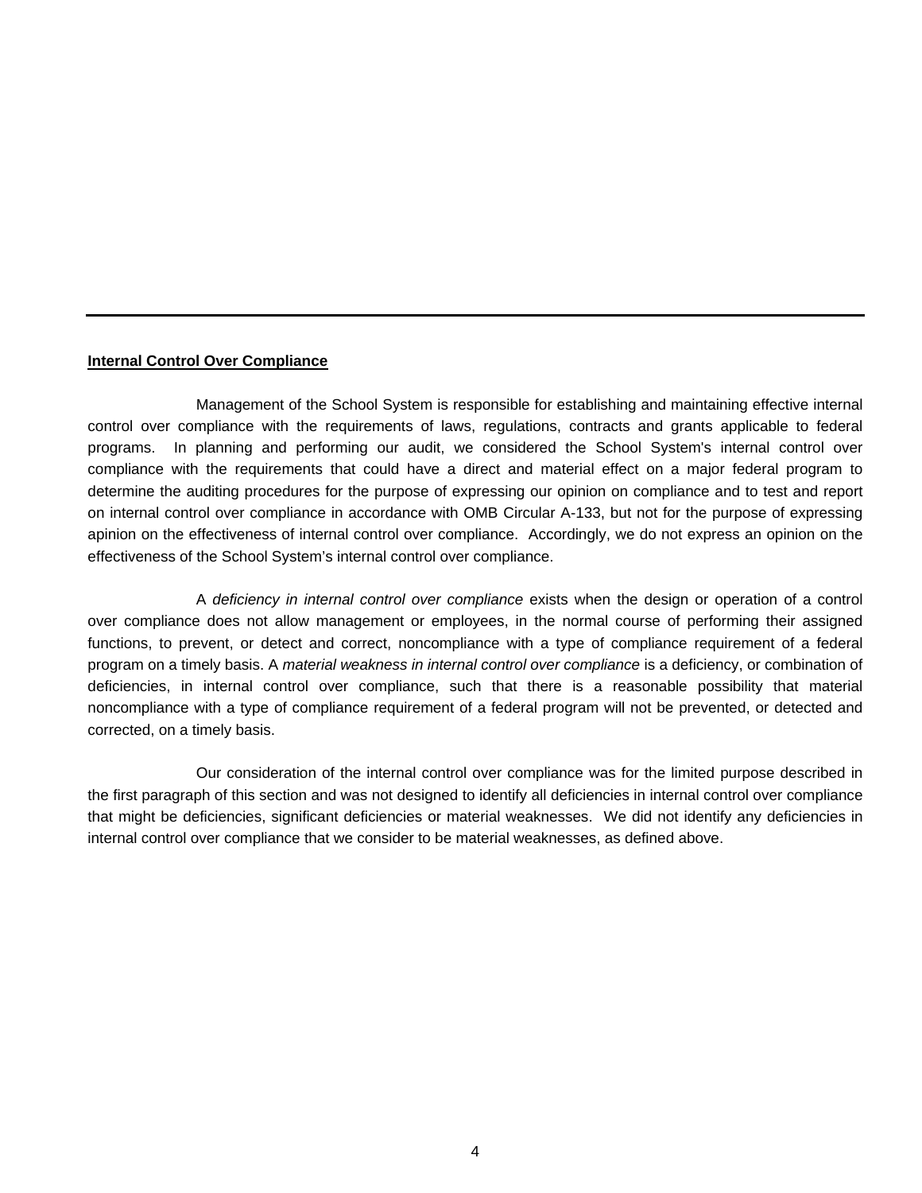**Internal Control Over Compliance**

Management of the School System is responsible for establishing and maintaining effective internal control over compliance with the requirements of laws, regulations, contracts and grants applicable to federal programs. In planning and performing our audit, we considered the School System's internal control over compliance with the requirements that could have a direct and material effect on a major federal program to determine the auditing procedures for the purpose of expressing our opinion on compliance and to test and report on internal control over compliance in accordance with OMB Circular A-133, but not for the purpose of expressing apinion on the effectiveness of internal control over compliance. Accordingly, we do not express an opinion on the effectiveness of the School System's internal control over compliance.

A *deficiency in internal control over compliance* exists when the design or operation of a control over compliance does not allow management or employees, in the normal course of performing their assigned functions, to prevent, or detect and correct, noncompliance with a type of compliance requirement of a federal program on a timely basis. A *material weakness in internal control over compliance* is a deficiency, or combination of deficiencies, in internal control over compliance, such that there is a reasonable possibility that material noncompliance with a type of compliance requirement of a federal program will not be prevented, or detected and corrected, on a timely basis.

Our consideration of the internal control over compliance was for the limited purpose described in the first paragraph of this section and was not designed to identify all deficiencies in internal control over compliance that might be deficiencies, significant deficiencies or material weaknesses. We did not identify any deficiencies in internal control over compliance that we consider to be material weaknesses, as defined above.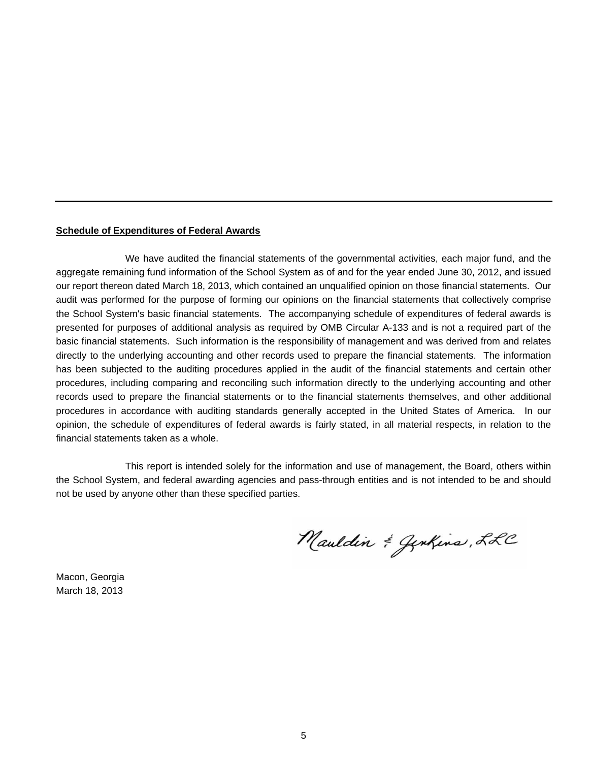---

**Schedule of Expenditures of Federal Awards**

We have audited the financial statements of the governmental activities, each major fund, and the aggregate remaining fund information of the School System as of and for the year ended June 30, 2012, and issued our report thereon dated March 18, 2013, which contained an unqualified opinion on those financial statements. Our audit was performed for the purpose of forming our opinions on the financial statements that collectively comprise the School System's basic financial statements. The accompanying schedule of expenditures of federal awards is presented for purposes of additional analysis as required by OMB Circular A-133 and is not a required part of the basic financial statements. Such information is the responsibility of management and was derived from and relates directly to the underlying accounting and other records used to prepare the financial statements. The information has been subjected to the auditing procedures applied in the audit of the financial statements and certain other procedures, including comparing and reconciling such information directly to the underlying accounting and other records used to prepare the financial statements or to the financial statements themselves, and other additional procedures in accordance with auditing standards generally accepted in the United States of America. In our opinion, the schedule of expenditures of federal awards is fairly stated, in all material respects, in relation to the financial statements taken as a whole.

This report is intended solely for the information and use of management, the Board, others within the School System, and federal awarding agencies and pass-through entities and is not intended to be and should not be used by anyone other than these specified parties.

Mauldin & Jenkins, LLC

Macon, Georgia
March 18, 2013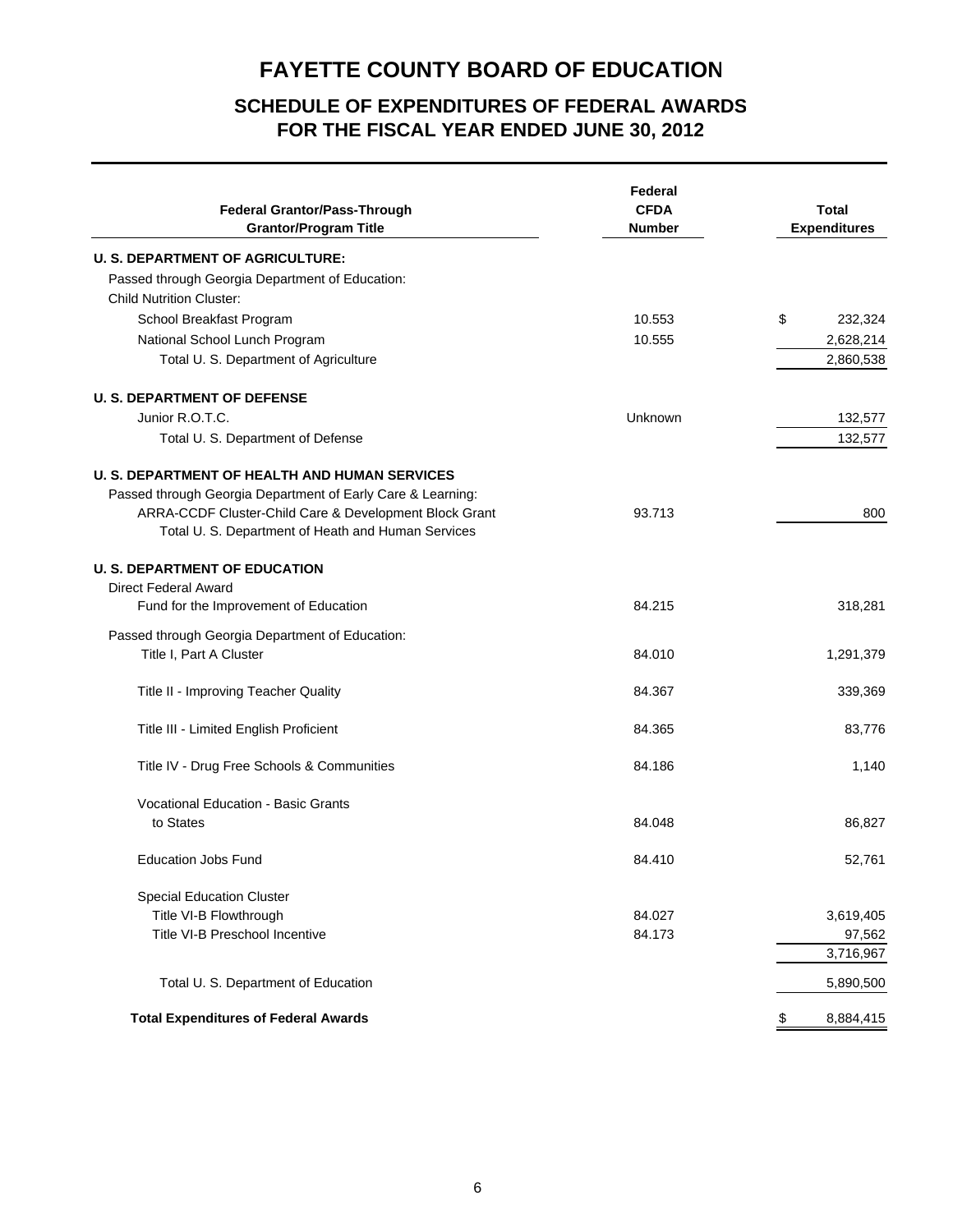# FAYETTE COUNTY BOARD OF EDUCATION

## SCHEDULE OF EXPENDITURES OF FEDERAL AWARDS
## FOR THE FISCAL YEAR ENDED JUNE 30, 2012

| Federal Grantor/Pass-Through Grantor/Program Title | Federal CFDA Number | Total Expenditures |
|---|---|---|
| **U. S. DEPARTMENT OF AGRICULTURE:** | | |
| Passed through Georgia Department of Education: | | |
| Child Nutrition Cluster: | | |
| School Breakfast Program | 10.553 | $ 232,324 |
| National School Lunch Program | 10.555 | 2,628,214 |
| Total U. S. Department of Agriculture | | 2,860,538 |
| **U. S. DEPARTMENT OF DEFENSE** | | |
| Junior R.O.T.C. | Unknown | 132,577 |
| Total U. S. Department of Defense | | 132,577 |
| **U. S. DEPARTMENT OF HEALTH AND HUMAN SERVICES** | | |
| Passed through Georgia Department of Early Care & Learning: | | |
| ARRA-CCDF Cluster-Child Care & Development Block Grant | 93.713 | 800 |
| Total U. S. Department of Heath and Human Services | | |
| **U. S. DEPARTMENT OF EDUCATION** | | |
| Direct Federal Award | | |
| Fund for the Improvement of Education | 84.215 | 318,281 |
| Passed through Georgia Department of Education: | | |
| Title I, Part A Cluster | 84.010 | 1,291,379 |
| Title II - Improving Teacher Quality | 84.367 | 339,369 |
| Title III - Limited English Proficient | 84.365 | 83,776 |
| Title IV - Drug Free Schools & Communities | 84.186 | 1,140 |
| Vocational Education - Basic Grants to States | 84.048 | 86,827 |
| Education Jobs Fund | 84.410 | 52,761 |
| Special Education Cluster | | |
| Title VI-B Flowthrough | 84.027 | 3,619,405 |
| Title VI-B Preschool Incentive | 84.173 | 97,562 |
| | | 3,716,967 |
| Total U. S. Department of Education | | 5,890,500 |
| **Total Expenditures of Federal Awards** | | $ 8,884,415 |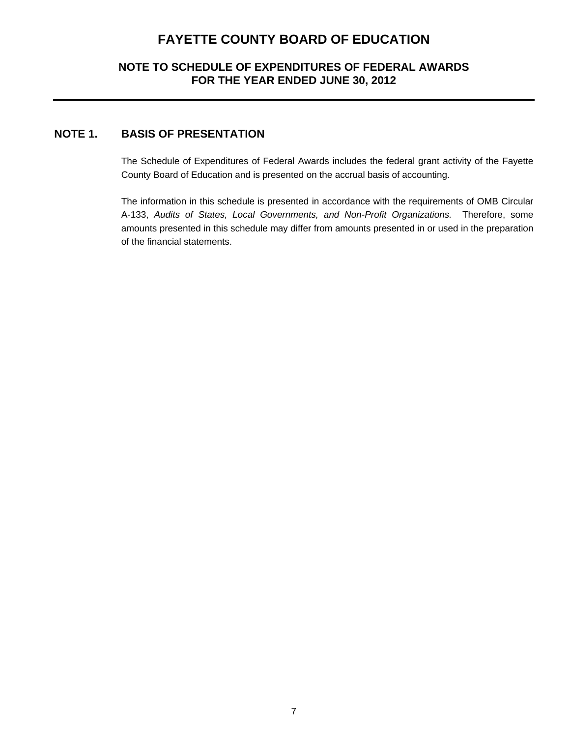# FAYETTE COUNTY BOARD OF EDUCATION

## NOTE TO SCHEDULE OF EXPENDITURES OF FEDERAL AWARDS
## FOR THE YEAR ENDED JUNE 30, 2012

---

### NOTE 1. BASIS OF PRESENTATION

The Schedule of Expenditures of Federal Awards includes the federal grant activity of the Fayette County Board of Education and is presented on the accrual basis of accounting.

The information in this schedule is presented in accordance with the requirements of OMB Circular A-133, *Audits of States, Local Governments, and Non-Profit Organizations.* Therefore, some amounts presented in this schedule may differ from amounts presented in or used in the preparation of the financial statements.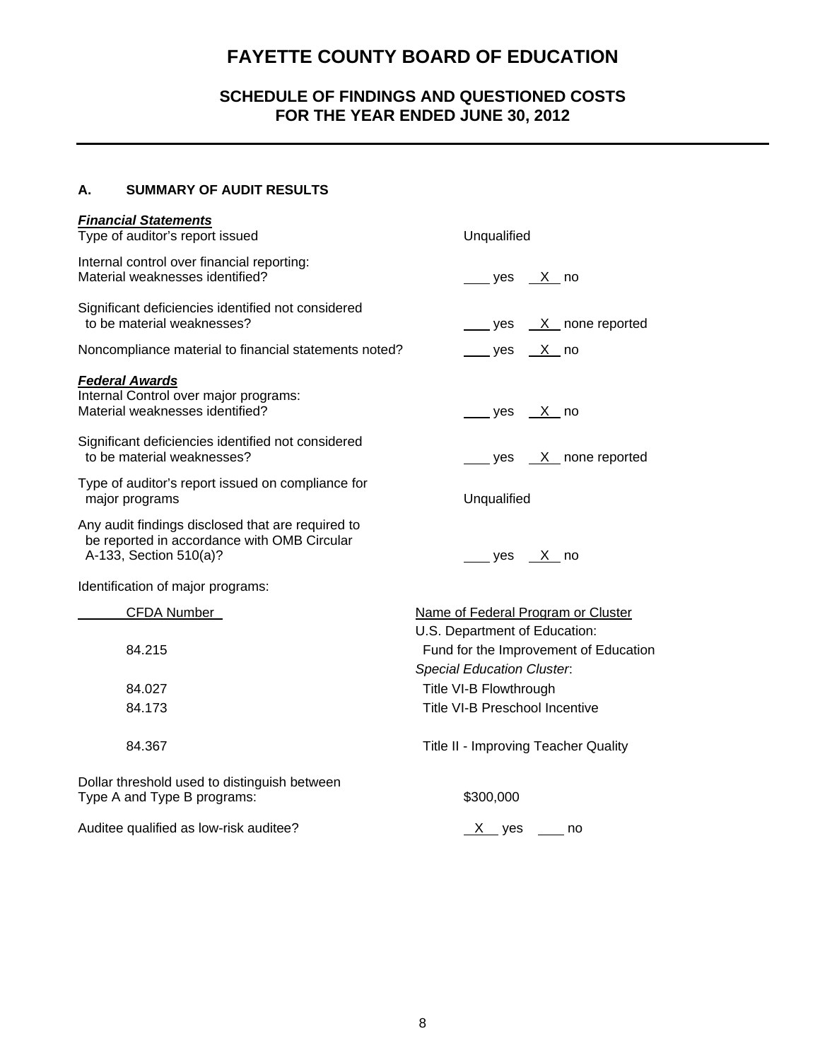# FAYETTE COUNTY BOARD OF EDUCATION

## SCHEDULE OF FINDINGS AND QUESTIONED COSTS
## FOR THE YEAR ENDED JUNE 30, 2012

### A. SUMMARY OF AUDIT RESULTS

***Financial Statements***

| | |
|---|---|
| Type of auditor's report issued | Unqualified |
| Internal control over financial reporting: Material weaknesses identified? | ___ yes _X_ no |
| Significant deficiencies identified not considered to be material weaknesses? | ___ yes _X_ none reported |
| Noncompliance material to financial statements noted? | ___ yes _X_ no |

***Federal Awards***

| | |
|---|---|
| Internal Control over major programs: Material weaknesses identified? | ___ yes _X_ no |
| Significant deficiencies identified not considered to be material weaknesses? | ___ yes _X_ none reported |
| Type of auditor's report issued on compliance for major programs | Unqualified |
| Any audit findings disclosed that are required to be reported in accordance with OMB Circular A-133, Section 510(a)? | ___ yes _X_ no |

Identification of major programs:

| CFDA Number | Name of Federal Program or Cluster |
|---|---|
| | U.S. Department of Education: |
| 84.215 | Fund for the Improvement of Education |
| | *Special Education Cluster*: |
| 84.027 | Title VI-B Flowthrough |
| 84.173 | Title VI-B Preschool Incentive |
| 84.367 | Title II - Improving Teacher Quality |

| | |
|---|---|
| Dollar threshold used to distinguish between Type A and Type B programs: | $300,000 |
| Auditee qualified as low-risk auditee? | _X_ yes ___ no |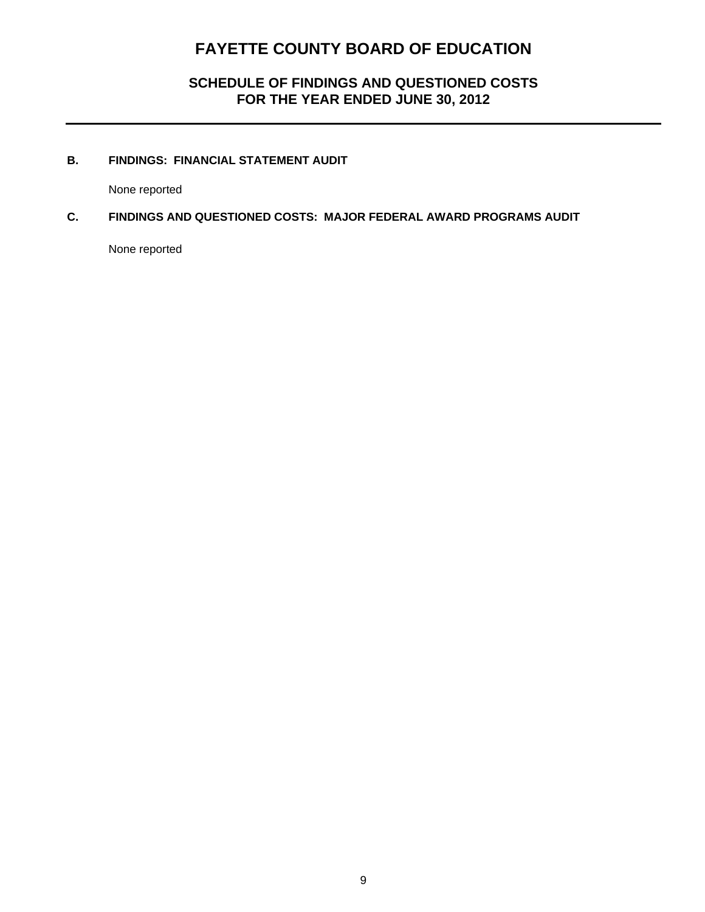# FAYETTE COUNTY BOARD OF EDUCATION

## SCHEDULE OF FINDINGS AND QUESTIONED COSTS
## FOR THE YEAR ENDED JUNE 30, 2012

### B. FINDINGS: FINANCIAL STATEMENT AUDIT

None reported

### C. FINDINGS AND QUESTIONED COSTS: MAJOR FEDERAL AWARD PROGRAMS AUDIT

None reported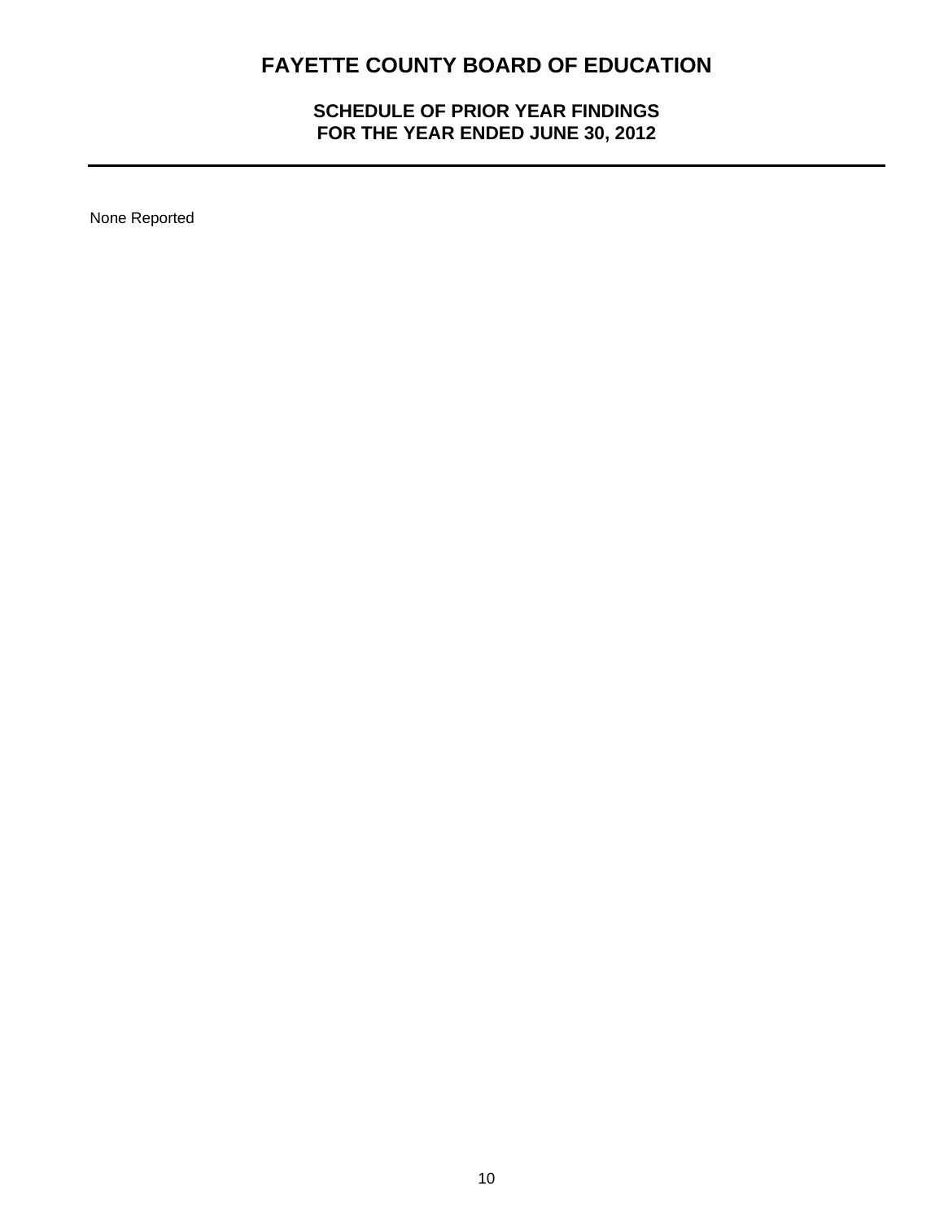# FAYETTE COUNTY BOARD OF EDUCATION

## SCHEDULE OF PRIOR YEAR FINDINGS
## FOR THE YEAR ENDED JUNE 30, 2012

None Reported